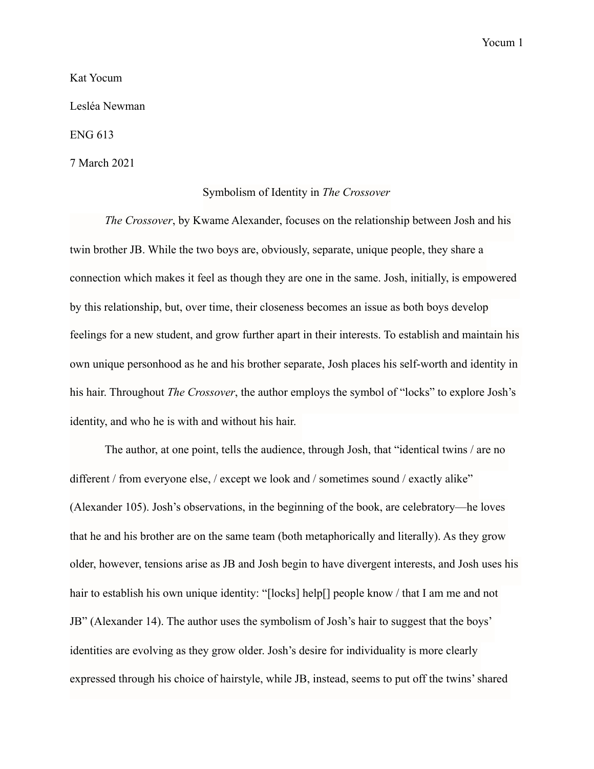Kat Yocum

Lesléa Newman

ENG 613

7 March 2021

# Symbolism of Identity in *The Crossover*

*The Crossover*, by Kwame Alexander, focuses on the relationship between Josh and his twin brother JB. While the two boys are, obviously, separate, unique people, they share a connection which makes it feel as though they are one in the same. Josh, initially, is empowered by this relationship, but, over time, their closeness becomes an issue as both boys develop feelings for a new student, and grow further apart in their interests. To establish and maintain his own unique personhood as he and his brother separate, Josh places his self-worth and identity in his hair. Throughout *The Crossover*, the author employs the symbol of "locks" to explore Josh's identity, and who he is with and without his hair.

The author, at one point, tells the audience, through Josh, that "identical twins / are no different / from everyone else, / except we look and / sometimes sound / exactly alike" (Alexander 105). Josh's observations, in the beginning of the book, are celebratory—he loves that he and his brother are on the same team (both metaphorically and literally). As they grow older, however, tensions arise as JB and Josh begin to have divergent interests, and Josh uses his hair to establish his own unique identity: "[locks] help[] people know / that I am me and not JB" (Alexander 14). The author uses the symbolism of Josh's hair to suggest that the boys' identities are evolving as they grow older. Josh's desire for individuality is more clearly expressed through his choice of hairstyle, while JB, instead, seems to put off the twins' shared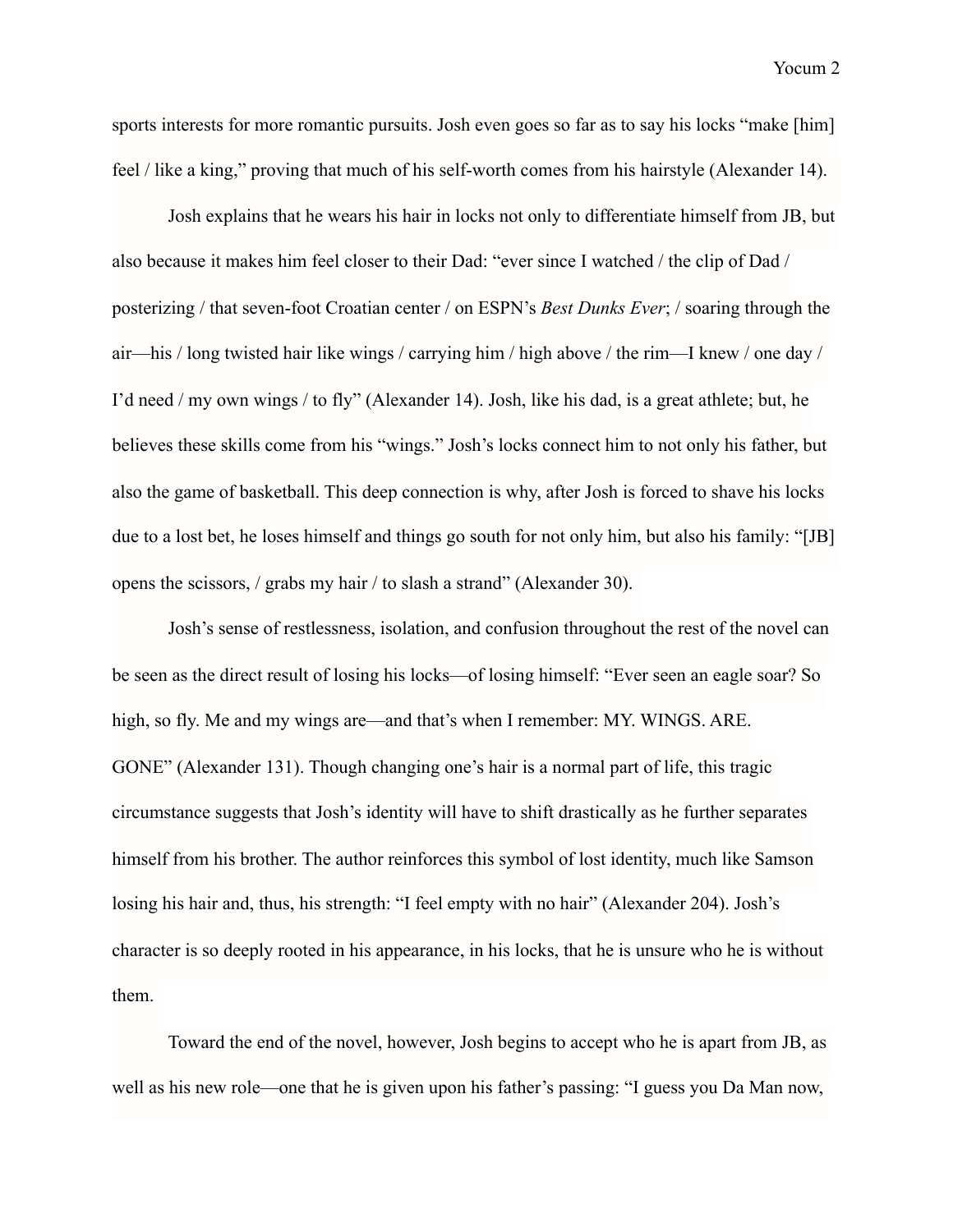sports interests for more romantic pursuits. Josh even goes so far as to say his locks "make [him] feel / like a king," proving that much of his self-worth comes from his hairstyle (Alexander 14).

Josh explains that he wears his hair in locks not only to differentiate himself from JB, but also because it makes him feel closer to their Dad: "ever since I watched / the clip of Dad / posterizing / that seven-foot Croatian center / on ESPN's *Best Dunks Ever*; / soaring through the air—his / long twisted hair like wings / carrying him / high above / the rim—I knew / one day / I'd need / my own wings / to fly" (Alexander 14). Josh, like his dad, is a great athlete; but, he believes these skills come from his "wings." Josh's locks connect him to not only his father, but also the game of basketball. This deep connection is why, after Josh is forced to shave his locks due to a lost bet, he loses himself and things go south for not only him, but also his family: "[JB] opens the scissors, / grabs my hair / to slash a strand" (Alexander 30).

Josh's sense of restlessness, isolation, and confusion throughout the rest of the novel can be seen as the direct result of losing his locks—of losing himself: "Ever seen an eagle soar? So high, so fly. Me and my wings are—and that's when I remember: MY. WINGS. ARE. GONE" (Alexander 131). Though changing one's hair is a normal part of life, this tragic circumstance suggests that Josh's identity will have to shift drastically as he further separates himself from his brother. The author reinforces this symbol of lost identity, much like Samson losing his hair and, thus, his strength: "I feel empty with no hair" (Alexander 204). Josh's character is so deeply rooted in his appearance, in his locks, that he is unsure who he is without them.

Toward the end of the novel, however, Josh begins to accept who he is apart from JB, as well as his new role—one that he is given upon his father's passing: "I guess you Da Man now,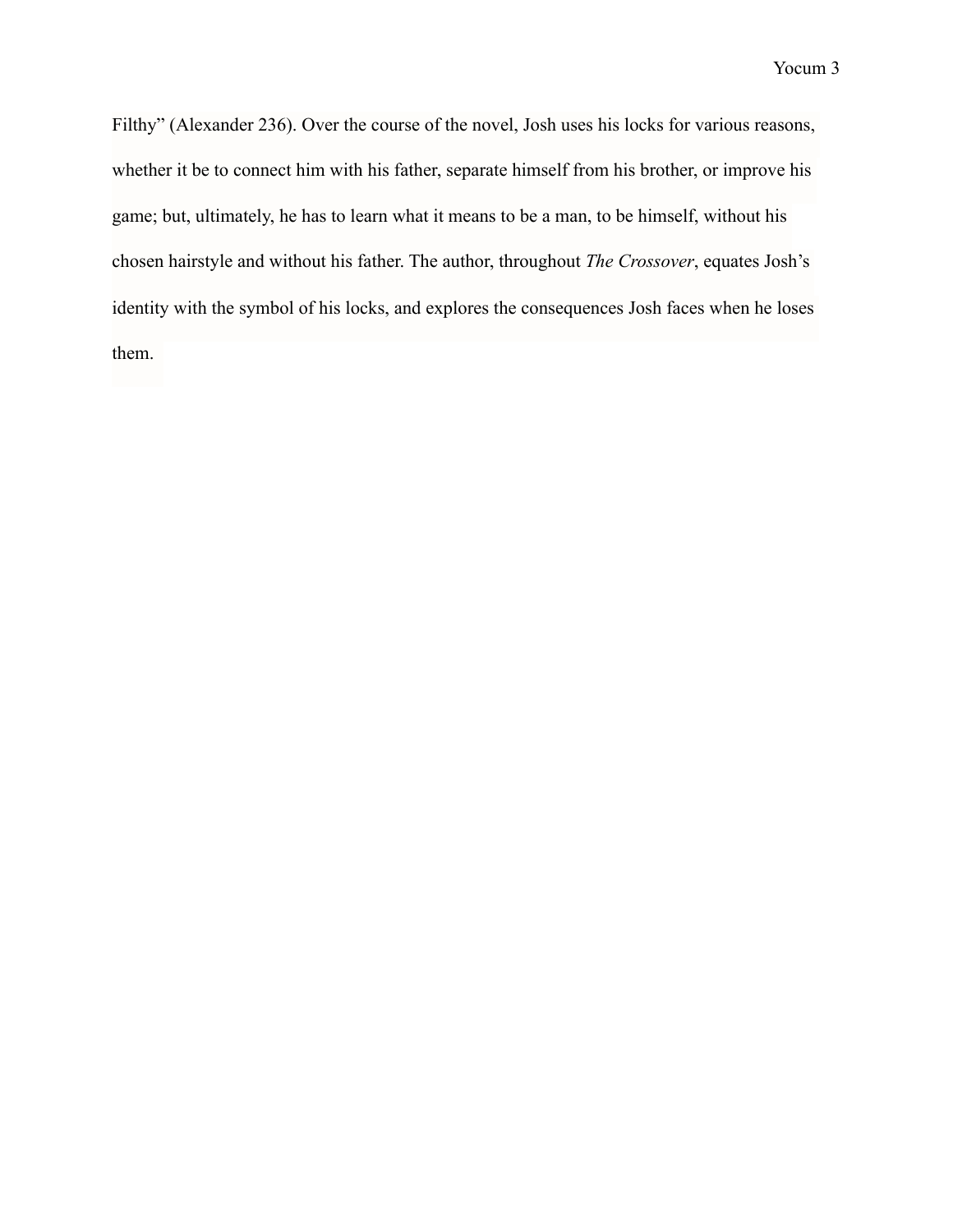Filthy" (Alexander 236). Over the course of the novel, Josh uses his locks for various reasons, whether it be to connect him with his father, separate himself from his brother, or improve his game; but, ultimately, he has to learn what it means to be a man, to be himself, without his chosen hairstyle and without his father. The author, throughout *The Crossover*, equates Josh's identity with the symbol of his locks, and explores the consequences Josh faces when he loses them.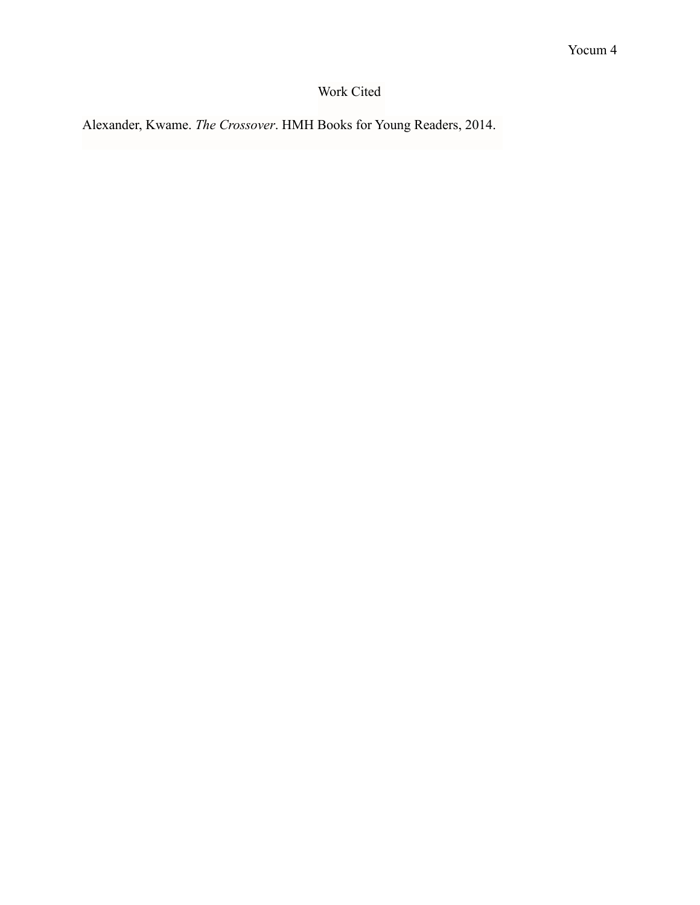# Work Cited

Alexander, Kwame. *The Crossover*. HMH Books for Young Readers, 2014.